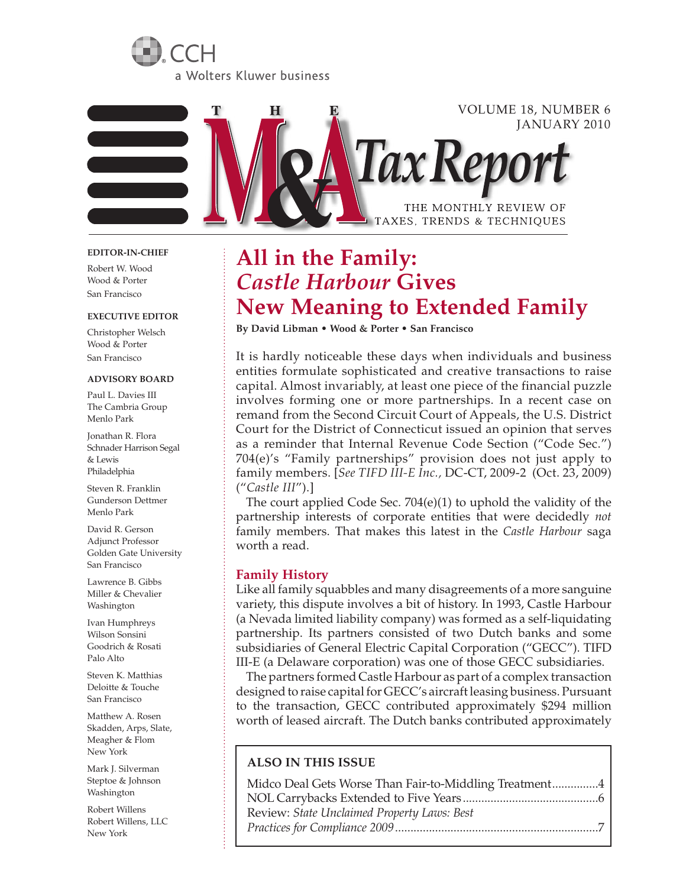CCH
a Wolters Kluwer business

# The M&A Tax Report

VOLUME 18, NUMBER 6
JANUARY 2010

THE MONTHLY REVIEW OF TAXES, TRENDS & TECHNIQUES

**EDITOR-IN-CHIEF**

Robert W. Wood
Wood & Porter
San Francisco

**EXECUTIVE EDITOR**

Christopher Welsch
Wood & Porter
San Francisco

**ADVISORY BOARD**

Paul L. Davies III
The Cambria Group
Menlo Park

Jonathan R. Flora
Schnader Harrison Segal & Lewis
Philadelphia

Steven R. Franklin
Gunderson Dettmer
Menlo Park

David R. Gerson
Adjunct Professor
Golden Gate University
San Francisco

Lawrence B. Gibbs
Miller & Chevalier
Washington

Ivan Humphreys
Wilson Sonsini Goodrich & Rosati
Palo Alto

Steven K. Matthias
Deloitte & Touche
San Francisco

Matthew A. Rosen
Skadden, Arps, Slate, Meagher & Flom
New York

Mark J. Silverman
Steptoe & Johnson
Washington

Robert Willens
Robert Willens, LLC
New York

## All in the Family: *Castle Harbour* Gives New Meaning to Extended Family

**By David Libman • Wood & Porter • San Francisco**

It is hardly noticeable these days when individuals and business entities formulate sophisticated and creative transactions to raise capital. Almost invariably, at least one piece of the financial puzzle involves forming one or more partnerships. In a recent case on remand from the Second Circuit Court of Appeals, the U.S. District Court for the District of Connecticut issued an opinion that serves as a reminder that Internal Revenue Code Section ("Code Sec.") 704(e)'s "Family partnerships" provision does not just apply to family members. [*See TIFD III-E Inc.,* DC-CT, 2009-2 (Oct. 23, 2009) ("*Castle III*").]

The court applied Code Sec. 704(e)(1) to uphold the validity of the partnership interests of corporate entities that were decidedly *not* family members. That makes this latest in the *Castle Harbour* saga worth a read.

### Family History

Like all family squabbles and many disagreements of a more sanguine variety, this dispute involves a bit of history. In 1993, Castle Harbour (a Nevada limited liability company) was formed as a self-liquidating partnership. Its partners consisted of two Dutch banks and some subsidiaries of General Electric Capital Corporation ("GECC"). TIFD III-E (a Delaware corporation) was one of those GECC subsidiaries.

The partners formed Castle Harbour as part of a complex transaction designed to raise capital for GECC's aircraft leasing business. Pursuant to the transaction, GECC contributed approximately $294 million worth of leased aircraft. The Dutch banks contributed approximately

**ALSO IN THIS ISSUE**

Midco Deal Gets Worse Than Fair-to-Middling Treatment...............4
NOL Carrybacks Extended to Five Years...............6
Review: *State Unclaimed Property Laws: Best Practices for Compliance 2009*...............7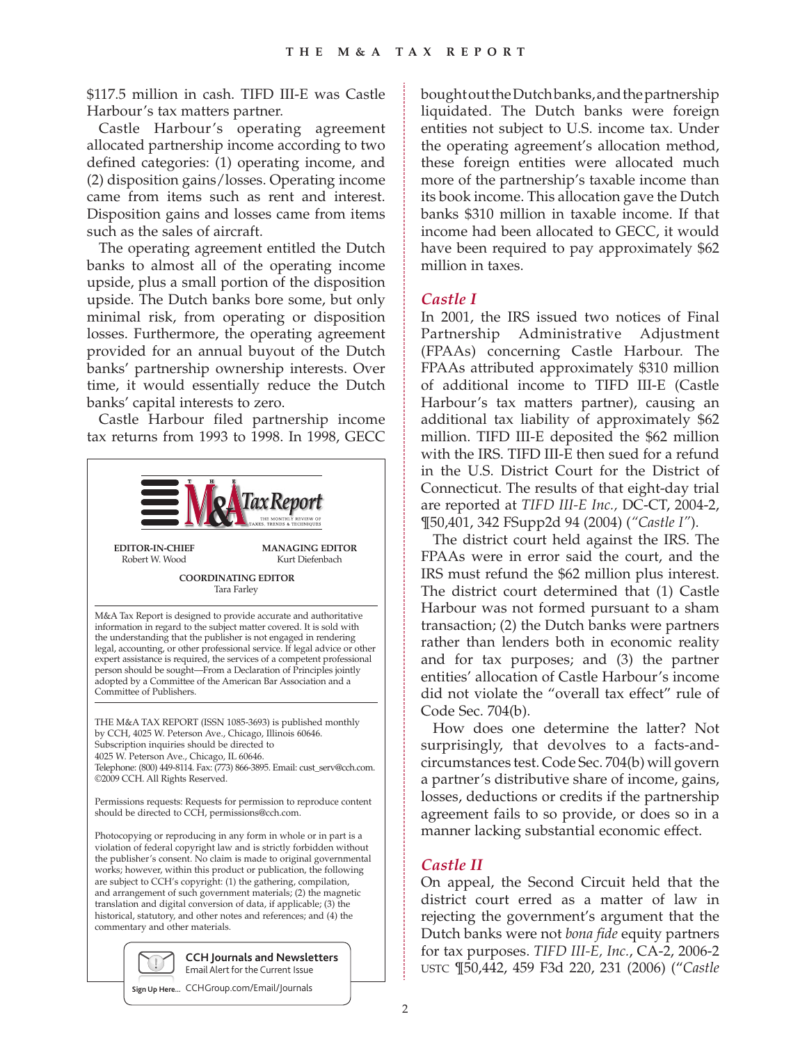$117.5 million in cash. TIFD III-E was Castle Harbour's tax matters partner.

Castle Harbour's operating agreement allocated partnership income according to two defined categories: (1) operating income, and (2) disposition gains/losses. Operating income came from items such as rent and interest. Disposition gains and losses came from items such as the sales of aircraft.

The operating agreement entitled the Dutch banks to almost all of the operating income upside, plus a small portion of the disposition upside. The Dutch banks bore some, but only minimal risk, from operating or disposition losses. Furthermore, the operating agreement provided for an annual buyout of the Dutch banks' partnership ownership interests. Over time, it would essentially reduce the Dutch banks' capital interests to zero.

Castle Harbour filed partnership income tax returns from 1993 to 1998. In 1998, GECC bought out the Dutch banks, and the partnership liquidated. The Dutch banks were foreign entities not subject to U.S. income tax. Under the operating agreement's allocation method, these foreign entities were allocated much more of the partnership's taxable income than its book income. This allocation gave the Dutch banks $310 million in taxable income. If that income had been allocated to GECC, it would have been required to pay approximately $62 million in taxes.

---

**EDITOR-IN-CHIEF**
Robert W. Wood

**MANAGING EDITOR**
Kurt Diefenbach

**COORDINATING EDITOR**
Tara Farley

M&A Tax Report is designed to provide accurate and authoritative information in regard to the subject matter covered. It is sold with the understanding that the publisher is not engaged in rendering legal, accounting, or other professional service. If legal advice or other expert assistance is required, the services of a competent professional person should be sought—From a Declaration of Principles jointly adopted by a Committee of the American Bar Association and a Committee of Publishers.

THE M&A TAX REPORT (ISSN 1085-3693) is published monthly by CCH, 4025 W. Peterson Ave., Chicago, Illinois 60646. Subscription inquiries should be directed to 4025 W. Peterson Ave., Chicago, IL 60646. Telephone: (800) 449-8114. Fax: (773) 866-3895. Email: cust_serv@cch.com. ©2009 CCH. All Rights Reserved.

Permissions requests: Requests for permission to reproduce content should be directed to CCH, permissions@cch.com.

Photocopying or reproducing in any form in whole or in part is a violation of federal copyright law and is strictly forbidden without the publisher's consent. No claim is made to original governmental works; however, within this product or publication, the following are subject to CCH's copyright: (1) the gathering, compilation, and arrangement of such government materials; (2) the magnetic translation and digital conversion of data, if applicable; (3) the historical, statutory, and other notes and references; and (4) the commentary and other materials.

**CCH Journals and Newsletters**
Email Alert for the Current Issue
Sign Up Here... CCHGroup.com/Email/Journals

---

### *Castle I*

In 2001, the IRS issued two notices of Final Partnership Administrative Adjustment (FPAAs) concerning Castle Harbour. The FPAAs attributed approximately $310 million of additional income to TIFD III-E (Castle Harbour's tax matters partner), causing an additional tax liability of approximately $62 million. TIFD III-E deposited the $62 million with the IRS. TIFD III-E then sued for a refund in the U.S. District Court for the District of Connecticut. The results of that eight-day trial are reported at *TIFD III-E Inc.,* DC-CT, 2004-2, ¶50,401, 342 FSupp2d 94 (2004) (*"Castle I"*).

The district court held against the IRS. The FPAAs were in error said the court, and the IRS must refund the $62 million plus interest. The district court determined that (1) Castle Harbour was not formed pursuant to a sham transaction; (2) the Dutch banks were partners rather than lenders both in economic reality and for tax purposes; and (3) the partner entities' allocation of Castle Harbour's income did not violate the "overall tax effect" rule of Code Sec. 704(b).

How does one determine the latter? Not surprisingly, that devolves to a facts-and-circumstances test. Code Sec. 704(b) will govern a partner's distributive share of income, gains, losses, deductions or credits if the partnership agreement fails to so provide, or does so in a manner lacking substantial economic effect.

### *Castle II*

On appeal, the Second Circuit held that the district court erred as a matter of law in rejecting the government's argument that the Dutch banks were not *bona fide* equity partners for tax purposes. *TIFD III-E, Inc.*, CA-2, 2006-2 USTC ¶50,442, 459 F3d 220, 231 (2006) (*"Castle*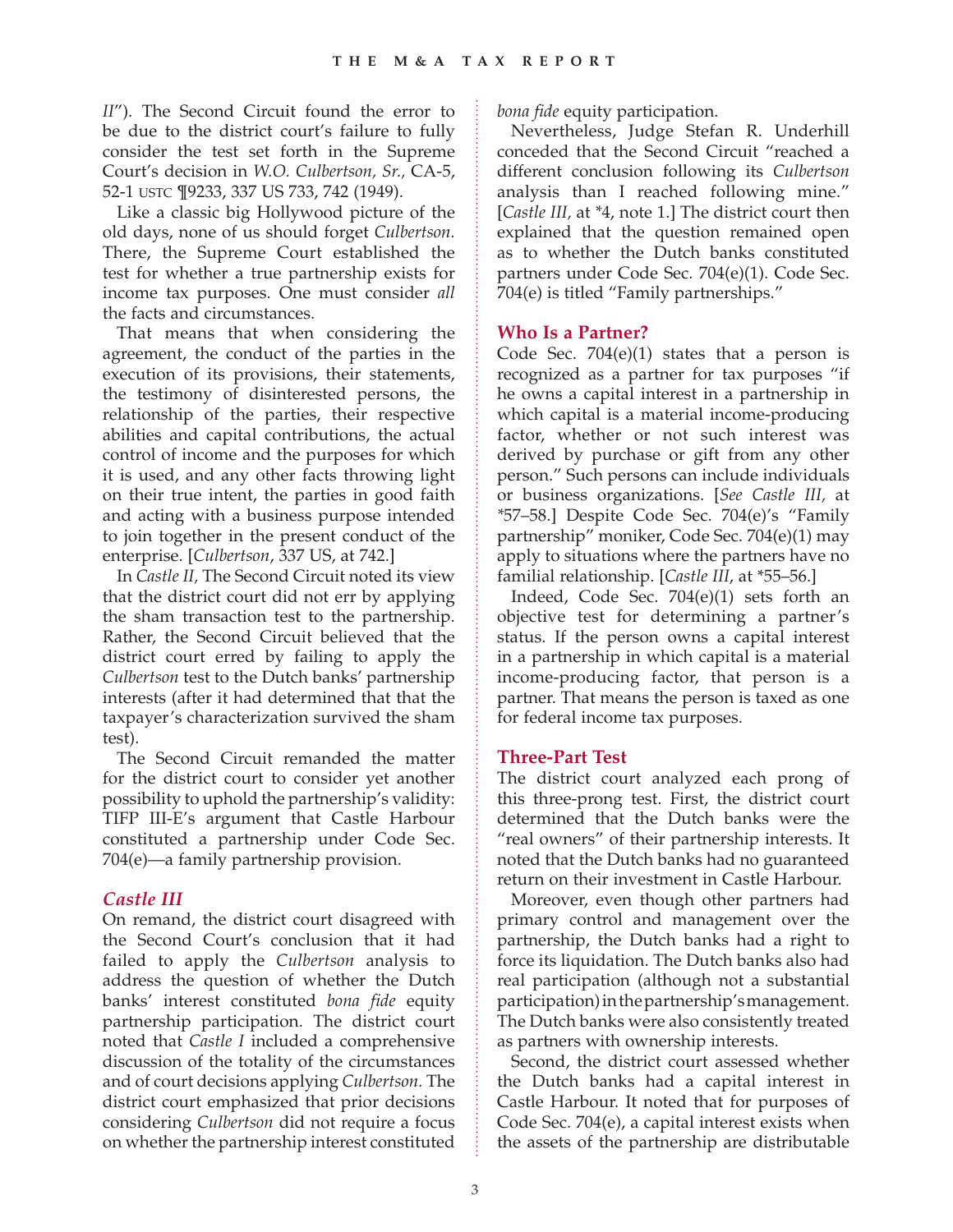II"). The Second Circuit found the error to be due to the district court's failure to fully consider the test set forth in the Supreme Court's decision in *W.O. Culbertson, Sr.,* CA-5, 52-1 USTC ¶9233, 337 US 733, 742 (1949).

Like a classic big Hollywood picture of the old days, none of us should forget *Culbertson.* There, the Supreme Court established the test for whether a true partnership exists for income tax purposes. One must consider *all* the facts and circumstances.

That means that when considering the agreement, the conduct of the parties in the execution of its provisions, their statements, the testimony of disinterested persons, the relationship of the parties, their respective abilities and capital contributions, the actual control of income and the purposes for which it is used, and any other facts throwing light on their true intent, the parties in good faith and acting with a business purpose intended to join together in the present conduct of the enterprise. [*Culbertson*, 337 US, at 742.]

In *Castle II,* The Second Circuit noted its view that the district court did not err by applying the sham transaction test to the partnership. Rather, the Second Circuit believed that the district court erred by failing to apply the *Culbertson* test to the Dutch banks' partnership interests (after it had determined that that the taxpayer's characterization survived the sham test).

The Second Circuit remanded the matter for the district court to consider yet another possibility to uphold the partnership's validity: TIFP III-E's argument that Castle Harbour constituted a partnership under Code Sec. 704(e)—a family partnership provision.

### *Castle III*

On remand, the district court disagreed with the Second Court's conclusion that it had failed to apply the *Culbertson* analysis to address the question of whether the Dutch banks' interest constituted *bona fide* equity partnership participation. The district court noted that *Castle I* included a comprehensive discussion of the totality of the circumstances and of court decisions applying *Culbertson.* The district court emphasized that prior decisions considering *Culbertson* did not require a focus on whether the partnership interest constituted *bona fide* equity participation.

Nevertheless, Judge Stefan R. Underhill conceded that the Second Circuit "reached a different conclusion following its *Culbertson* analysis than I reached following mine." [*Castle III,* at *4, note 1.] The district court then explained that the question remained open as to whether the Dutch banks constituted partners under Code Sec. 704(e)(1). Code Sec. 704(e) is titled "Family partnerships."

### Who Is a Partner?

Code Sec. 704(e)(1) states that a person is recognized as a partner for tax purposes "if he owns a capital interest in a partnership in which capital is a material income-producing factor, whether or not such interest was derived by purchase or gift from any other person." Such persons can include individuals or business organizations. [*See Castle III,* at *57–58.] Despite Code Sec. 704(e)'s "Family partnership" moniker, Code Sec. 704(e)(1) may apply to situations where the partners have no familial relationship. [*Castle III*, at *55–56.]

Indeed, Code Sec. 704(e)(1) sets forth an objective test for determining a partner's status. If the person owns a capital interest in a partnership in which capital is a material income-producing factor, that person is a partner. That means the person is taxed as one for federal income tax purposes.

### Three-Part Test

The district court analyzed each prong of this three-prong test. First, the district court determined that the Dutch banks were the "real owners" of their partnership interests. It noted that the Dutch banks had no guaranteed return on their investment in Castle Harbour.

Moreover, even though other partners had primary control and management over the partnership, the Dutch banks had a right to force its liquidation. The Dutch banks also had real participation (although not a substantial participation) in the partnership's management. The Dutch banks were also consistently treated as partners with ownership interests.

Second, the district court assessed whether the Dutch banks had a capital interest in Castle Harbour. It noted that for purposes of Code Sec. 704(e), a capital interest exists when the assets of the partnership are distributable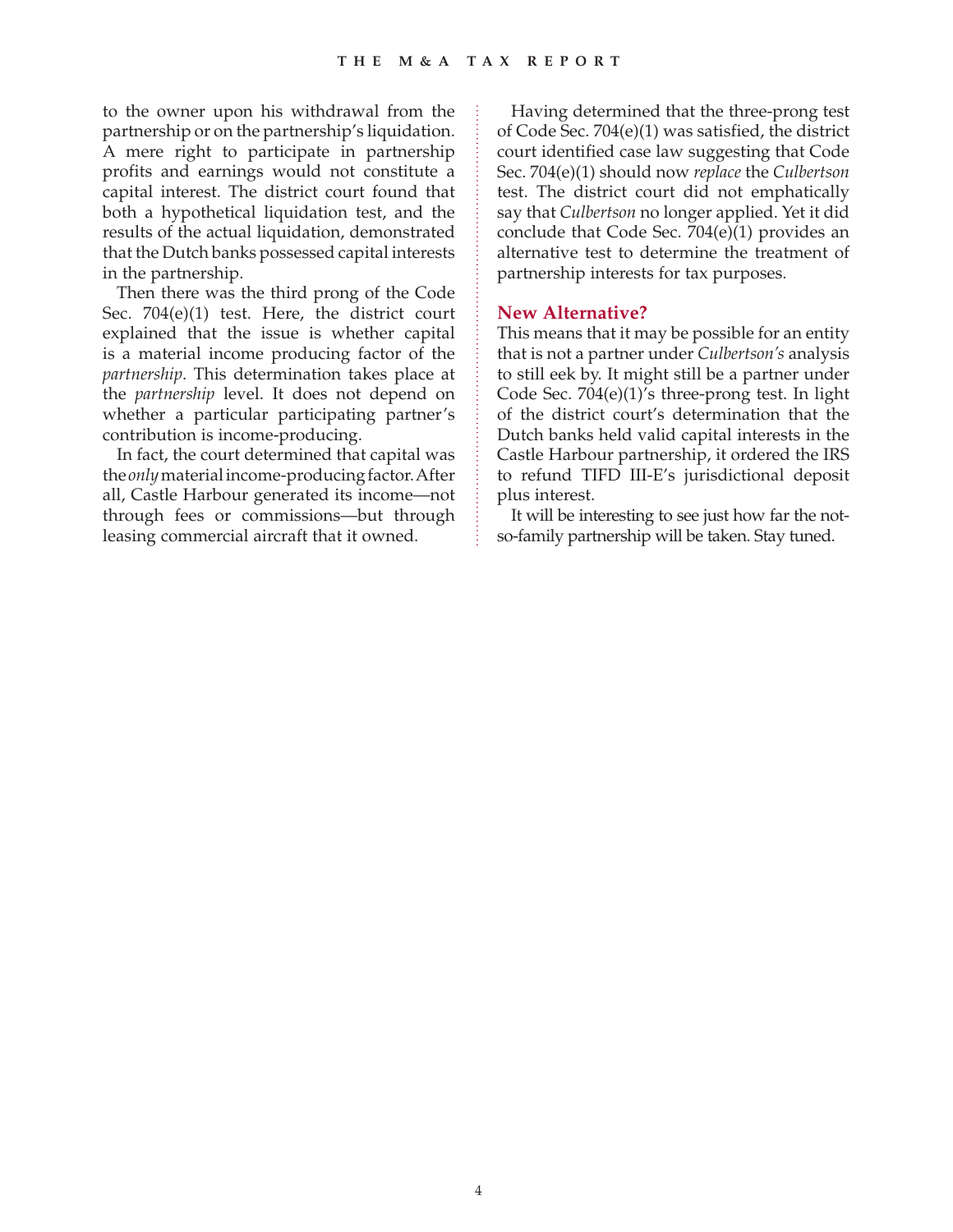to the owner upon his withdrawal from the partnership or on the partnership's liquidation. A mere right to participate in partnership profits and earnings would not constitute a capital interest. The district court found that both a hypothetical liquidation test, and the results of the actual liquidation, demonstrated that the Dutch banks possessed capital interests in the partnership.

Then there was the third prong of the Code Sec. 704(e)(1) test. Here, the district court explained that the issue is whether capital is a material income producing factor of the *partnership*. This determination takes place at the *partnership* level. It does not depend on whether a particular participating partner's contribution is income-producing.

In fact, the court determined that capital was the *only* material income-producing factor. After all, Castle Harbour generated its income—not through fees or commissions—but through leasing commercial aircraft that it owned.

Having determined that the three-prong test of Code Sec. 704(e)(1) was satisfied, the district court identified case law suggesting that Code Sec. 704(e)(1) should now *replace* the *Culbertson* test. The district court did not emphatically say that *Culbertson* no longer applied. Yet it did conclude that Code Sec. 704(e)(1) provides an alternative test to determine the treatment of partnership interests for tax purposes.

## New Alternative?

This means that it may be possible for an entity that is not a partner under *Culbertson's* analysis to still eek by. It might still be a partner under Code Sec. 704(e)(1)'s three-prong test. In light of the district court's determination that the Dutch banks held valid capital interests in the Castle Harbour partnership, it ordered the IRS to refund TIFD III-E's jurisdictional deposit plus interest.

It will be interesting to see just how far the not-so-family partnership will be taken. Stay tuned.